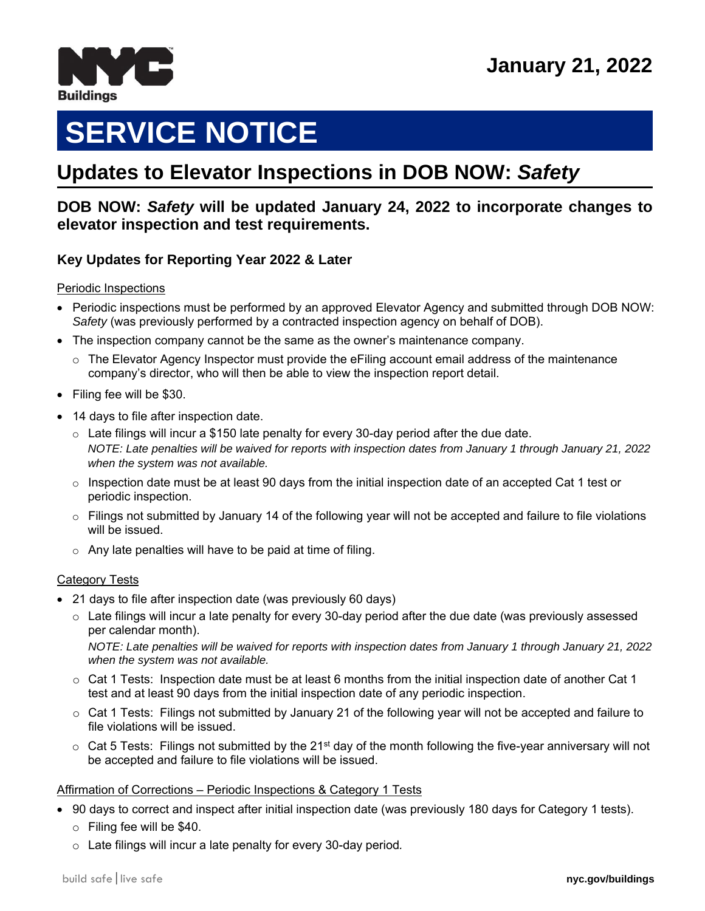January 21, 2022

# SERVICE NOTICE

## Updates to Elevator Inspections in DOB NOW: *Safety*

### DOB NOW: *Safety* will be updated January 24, 2022 to incorporate changes to elevator inspection and test requirements.

#### Key Updates for Reporting Year 2022 & Later

Periodic Inspections

- Periodic inspections must be performed by an approved Elevator Agency and submitted through DOB NOW: *Safety* (was previously performed by a contracted inspection agency on behalf of DOB).
- The inspection company cannot be the same as the owner's maintenance company.
  - The Elevator Agency Inspector must provide the eFiling account email address of the maintenance company's director, who will then be able to view the inspection report detail.
- Filing fee will be $30.
- 14 days to file after inspection date.
  - Late filings will incur a $150 late penalty for every 30-day period after the due date.
    *NOTE: Late penalties will be waived for reports with inspection dates from January 1 through January 21, 2022 when the system was not available.*
  - Inspection date must be at least 90 days from the initial inspection date of an accepted Cat 1 test or periodic inspection.
  - Filings not submitted by January 14 of the following year will not be accepted and failure to file violations will be issued.
  - Any late penalties will have to be paid at time of filing.

Category Tests

- 21 days to file after inspection date (was previously 60 days)
  - Late filings will incur a late penalty for every 30-day period after the due date (was previously assessed per calendar month).
    *NOTE: Late penalties will be waived for reports with inspection dates from January 1 through January 21, 2022 when the system was not available.*
  - Cat 1 Tests: Inspection date must be at least 6 months from the initial inspection date of another Cat 1 test and at least 90 days from the initial inspection date of any periodic inspection.
  - Cat 1 Tests: Filings not submitted by January 21 of the following year will not be accepted and failure to file violations will be issued.
  - Cat 5 Tests: Filings not submitted by the 21st day of the month following the five-year anniversary will not be accepted and failure to file violations will be issued.

Affirmation of Corrections – Periodic Inspections & Category 1 Tests

- 90 days to correct and inspect after initial inspection date (was previously 180 days for Category 1 tests).
  - Filing fee will be $40.
  - Late filings will incur a late penalty for every 30-day period.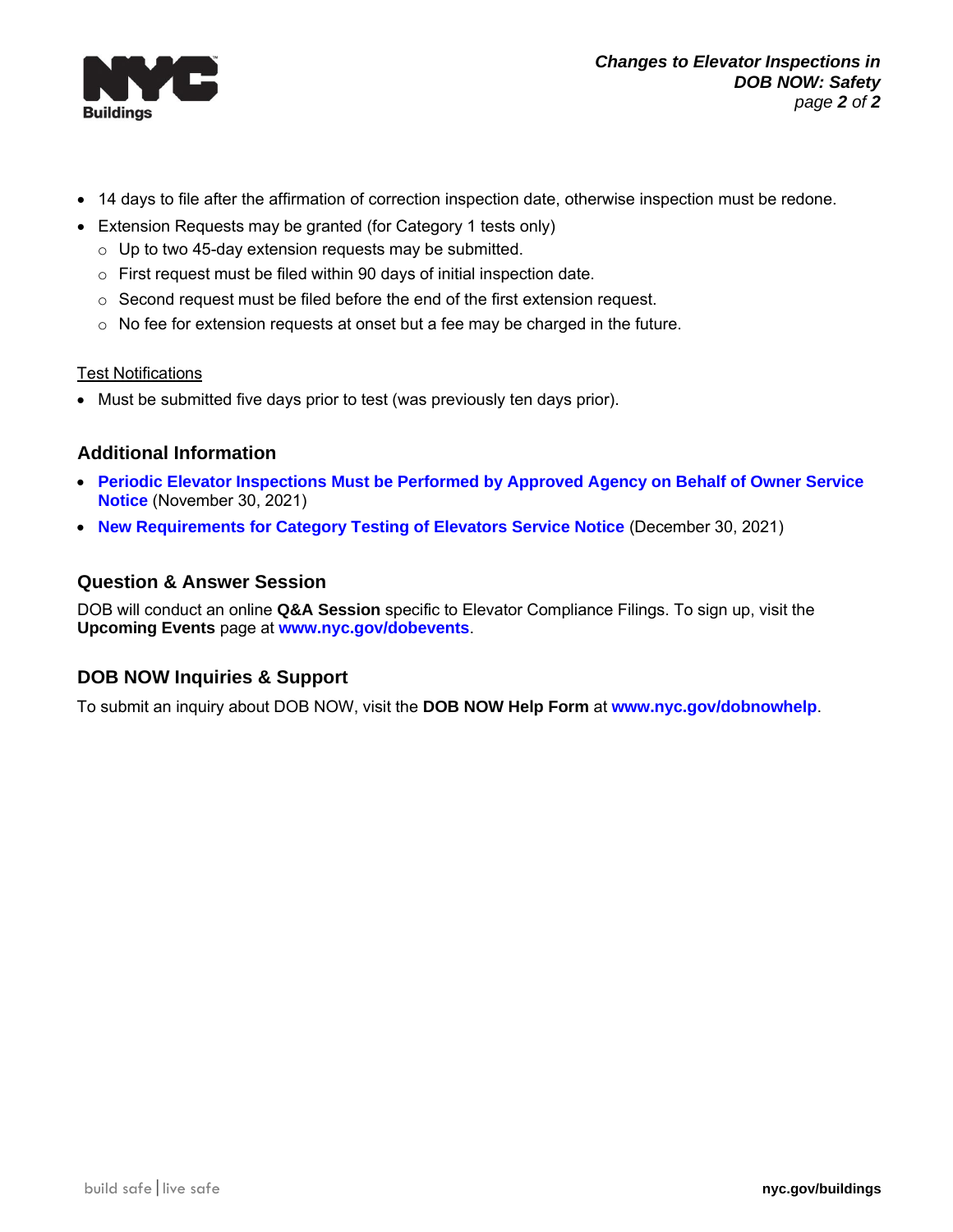- 14 days to file after the affirmation of correction inspection date, otherwise inspection must be redone.
- Extension Requests may be granted (for Category 1 tests only)
  - Up to two 45-day extension requests may be submitted.
  - First request must be filed within 90 days of initial inspection date.
  - Second request must be filed before the end of the first extension request.
  - No fee for extension requests at onset but a fee may be charged in the future.

Test Notifications

- Must be submitted five days prior to test (was previously ten days prior).

## Additional Information

- **Periodic Elevator Inspections Must be Performed by Approved Agency on Behalf of Owner Service Notice** (November 30, 2021)
- **New Requirements for Category Testing of Elevators Service Notice** (December 30, 2021)

## Question & Answer Session

DOB will conduct an online **Q&A Session** specific to Elevator Compliance Filings. To sign up, visit the **Upcoming Events** page at **www.nyc.gov/dobevents**.

## DOB NOW Inquiries & Support

To submit an inquiry about DOB NOW, visit the **DOB NOW Help Form** at **www.nyc.gov/dobnowhelp**.